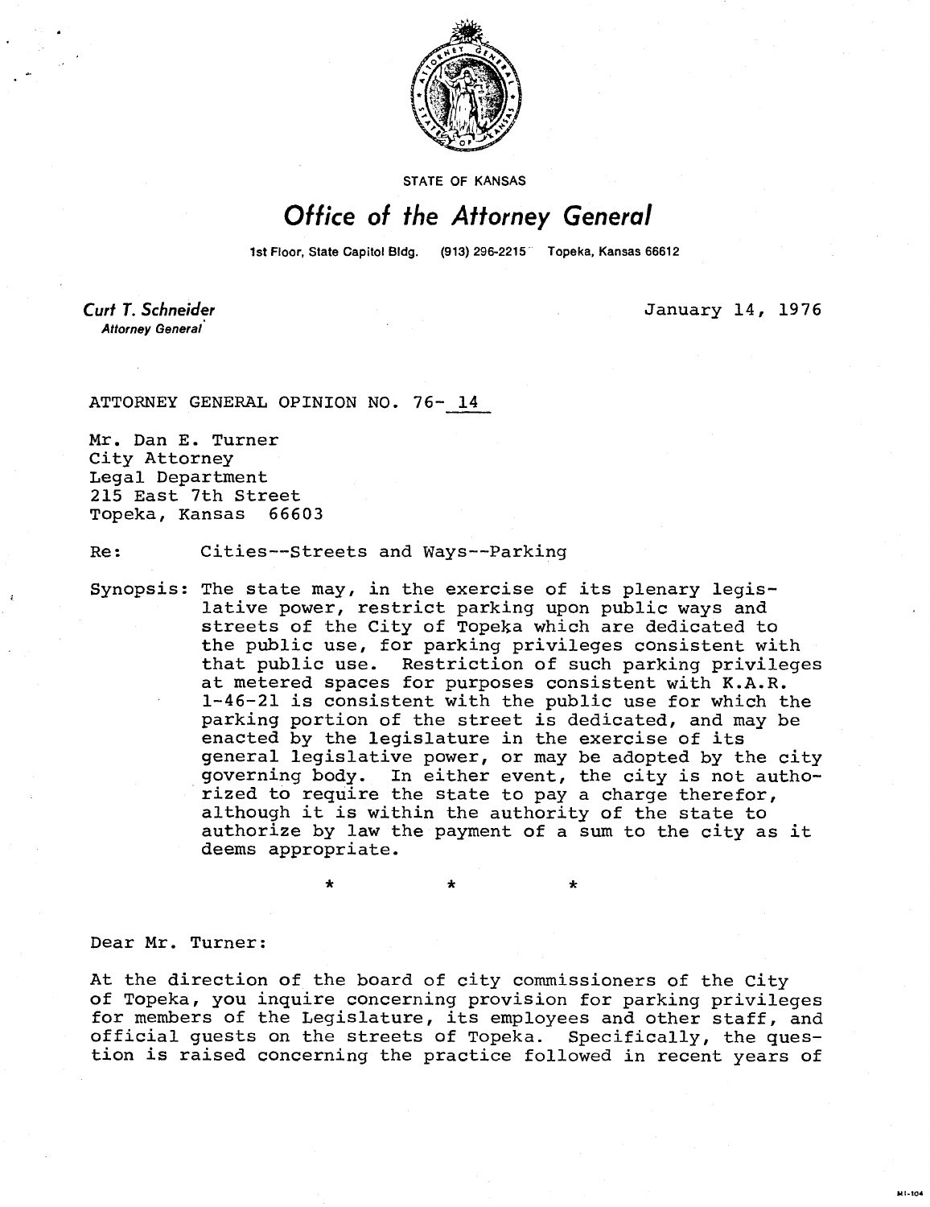STATE OF KANSAS

# Office of the Attorney General

1st Floor, State Capitol Bldg. (913) 296-2215 Topeka, Kansas 66612

***Curt T. Schneider***
*Attorney General*

January 14, 1976

ATTORNEY GENERAL OPINION NO. 76-14

Mr. Dan E. Turner
City Attorney
Legal Department
215 East 7th Street
Topeka, Kansas 66603

Re: Cities--Streets and Ways--Parking

Synopsis: The state may, in the exercise of its plenary legislative power, restrict parking upon public ways and streets of the City of Topeka which are dedicated to the public use, for parking privileges consistent with that public use. Restriction of such parking privileges at metered spaces for purposes consistent with K.A.R. 1-46-21 is consistent with the public use for which the parking portion of the street is dedicated, and may be enacted by the legislature in the exercise of its general legislative power, or may be adopted by the city governing body. In either event, the city is not authorized to require the state to pay a charge therefor, although it is within the authority of the state to authorize by law the payment of a sum to the city as it deems appropriate.

\* \* \*

Dear Mr. Turner:

At the direction of the board of city commissioners of the City of Topeka, you inquire concerning provision for parking privileges for members of the Legislature, its employees and other staff, and official guests on the streets of Topeka. Specifically, the question is raised concerning the practice followed in recent years of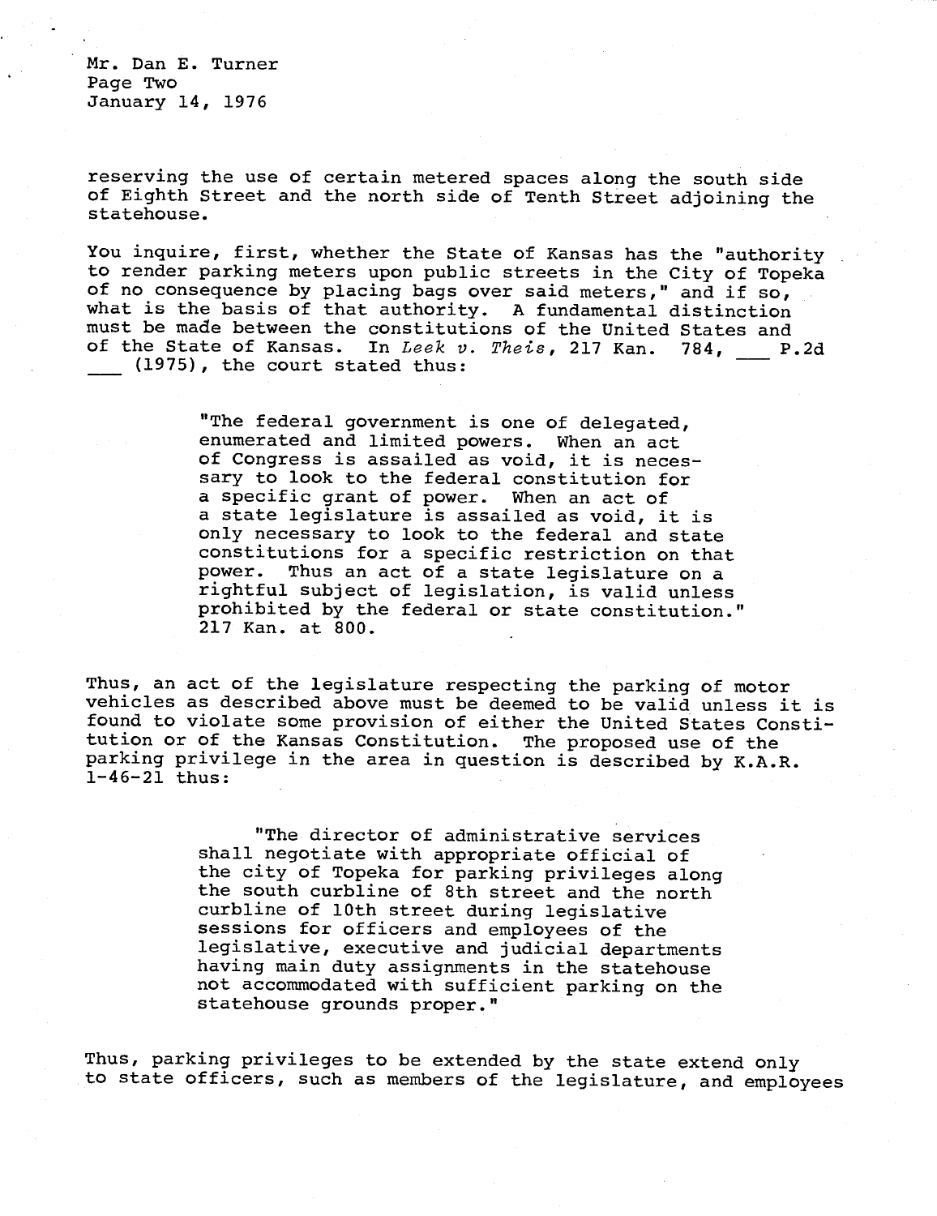reserving the use of certain metered spaces along the south side of Eighth Street and the north side of Tenth Street adjoining the statehouse.

You inquire, first, whether the State of Kansas has the "authority to render parking meters upon public streets in the City of Topeka of no consequence by placing bags over said meters," and if so, what is the basis of that authority. A fundamental distinction must be made between the constitutions of the United States and of the State of Kansas. In *Leek v. Theis*, 217 Kan. 784, ___ P.2d ___ (1975), the court stated thus:

> "The federal government is one of delegated, enumerated and limited powers. When an act of Congress is assailed as void, it is necessary to look to the federal constitution for a specific grant of power. When an act of a state legislature is assailed as void, it is only necessary to look to the federal and state constitutions for a specific restriction on that power. Thus an act of a state legislature on a rightful subject of legislation, is valid unless prohibited by the federal or state constitution." 217 Kan. at 800.

Thus, an act of the legislature respecting the parking of motor vehicles as described above must be deemed to be valid unless it is found to violate some provision of either the United States Constitution or of the Kansas Constitution. The proposed use of the parking privilege in the area in question is described by K.A.R. 1-46-21 thus:

> "The director of administrative services shall negotiate with appropriate official of the city of Topeka for parking privileges along the south curbline of 8th street and the north curbline of 10th street during legislative sessions for officers and employees of the legislative, executive and judicial departments having main duty assignments in the statehouse not accommodated with sufficient parking on the statehouse grounds proper."

Thus, parking privileges to be extended by the state extend only to state officers, such as members of the legislature, and employees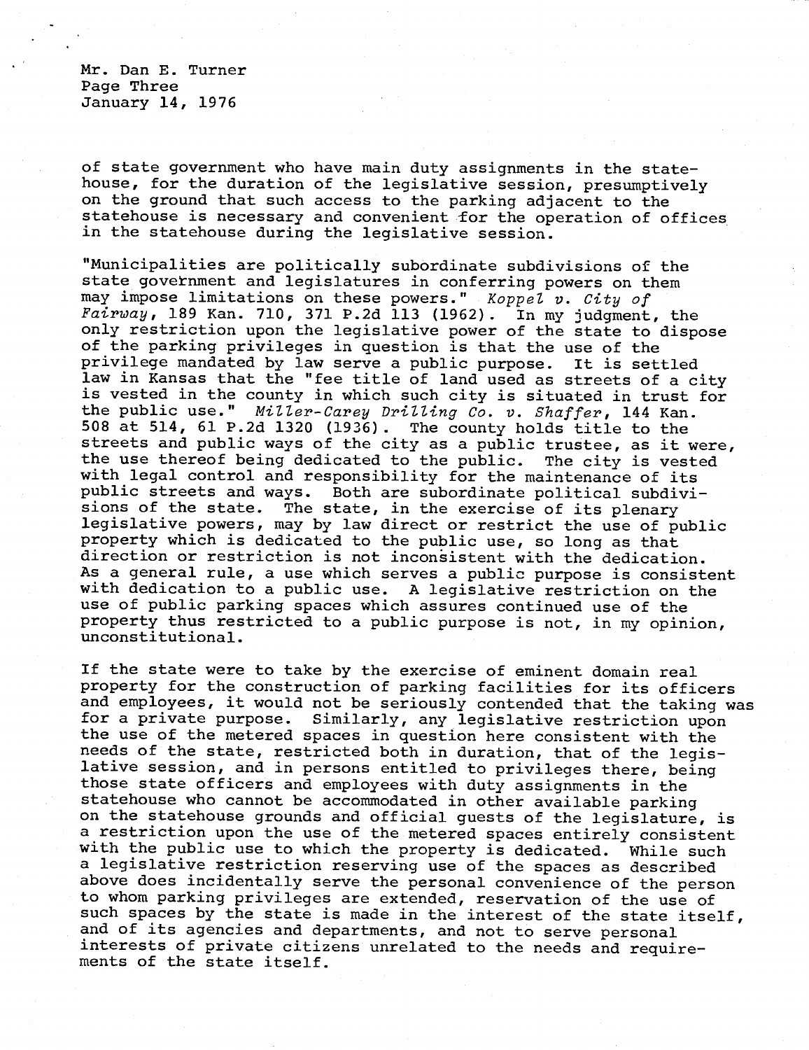of state government who have main duty assignments in the statehouse, for the duration of the legislative session, presumptively on the ground that such access to the parking adjacent to the statehouse is necessary and convenient for the operation of offices in the statehouse during the legislative session.

"Municipalities are politically subordinate subdivisions of the state government and legislatures in conferring powers on them may impose limitations on these powers." *Koppel v. City of Fairway*, 189 Kan. 710, 371 P.2d 113 (1962). In my judgment, the only restriction upon the legislative power of the state to dispose of the parking privileges in question is that the use of the privilege mandated by law serve a public purpose. It is settled law in Kansas that the "fee title of land used as streets of a city is vested in the county in which such city is situated in trust for the public use." *Miller-Carey Drilling Co. v. Shaffer*, 144 Kan. 508 at 514, 61 P.2d 1320 (1936). The county holds title to the streets and public ways of the city as a public trustee, as it were, the use thereof being dedicated to the public. The city is vested with legal control and responsibility for the maintenance of its public streets and ways. Both are subordinate political subdivisions of the state. The state, in the exercise of its plenary legislative powers, may by law direct or restrict the use of public property which is dedicated to the public use, so long as that direction or restriction is not inconsistent with the dedication. As a general rule, a use which serves a public purpose is consistent with dedication to a public use. A legislative restriction on the use of public parking spaces which assures continued use of the property thus restricted to a public purpose is not, in my opinion, unconstitutional.

If the state were to take by the exercise of eminent domain real property for the construction of parking facilities for its officers and employees, it would not be seriously contended that the taking was for a private purpose. Similarly, any legislative restriction upon the use of the metered spaces in question here consistent with the needs of the state, restricted both in duration, that of the legislative session, and in persons entitled to privileges there, being those state officers and employees with duty assignments in the statehouse who cannot be accommodated in other available parking on the statehouse grounds and official guests of the legislature, is a restriction upon the use of the metered spaces entirely consistent with the public use to which the property is dedicated. While such a legislative restriction reserving use of the spaces as described above does incidentally serve the personal convenience of the person to whom parking privileges are extended, reservation of the use of such spaces by the state is made in the interest of the state itself, and of its agencies and departments, and not to serve personal interests of private citizens unrelated to the needs and requirements of the state itself.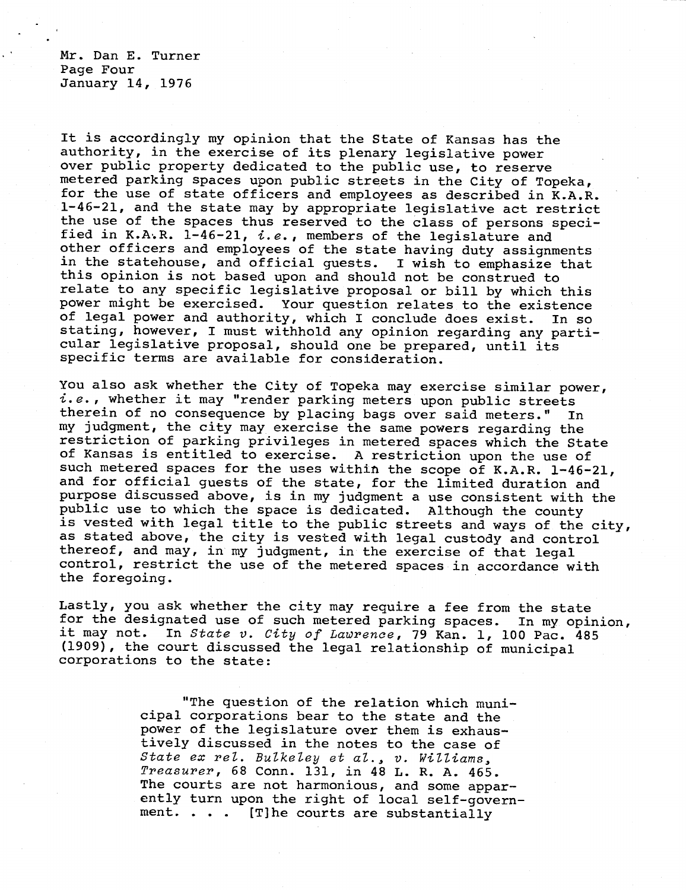It is accordingly my opinion that the State of Kansas has the authority, in the exercise of its plenary legislative power over public property dedicated to the public use, to reserve metered parking spaces upon public streets in the City of Topeka, for the use of state officers and employees as described in K.A.R. 1-46-21, and the state may by appropriate legislative act restrict the use of the spaces thus reserved to the class of persons specified in K.A.R. 1-46-21, *i.e.*, members of the legislature and other officers and employees of the state having duty assignments in the statehouse, and official guests. I wish to emphasize that this opinion is not based upon and should not be construed to relate to any specific legislative proposal or bill by which this power might be exercised. Your question relates to the existence of legal power and authority, which I conclude does exist. In so stating, however, I must withhold any opinion regarding any particular legislative proposal, should one be prepared, until its specific terms are available for consideration.

You also ask whether the City of Topeka may exercise similar power, *i.e.*, whether it may "render parking meters upon public streets therein of no consequence by placing bags over said meters." In my judgment, the city may exercise the same powers regarding the restriction of parking privileges in metered spaces which the State of Kansas is entitled to exercise. A restriction upon the use of such metered spaces for the uses within the scope of K.A.R. 1-46-21, and for official guests of the state, for the limited duration and purpose discussed above, is in my judgment a use consistent with the public use to which the space is dedicated. Although the county is vested with legal title to the public streets and ways of the city, as stated above, the city is vested with legal custody and control thereof, and may, in my judgment, in the exercise of that legal control, restrict the use of the metered spaces in accordance with the foregoing.

Lastly, you ask whether the city may require a fee from the state for the designated use of such metered parking spaces. In my opinion, it may not. In *State v. City of Lawrence*, 79 Kan. 1, 100 Pac. 485 (1909), the court discussed the legal relationship of municipal corporations to the state:

> "The question of the relation which municipal corporations bear to the state and the power of the legislature over them is exhaustively discussed in the notes to the case of *State ex rel. Bulkeley et al., v. Williams, Treasurer*, 68 Conn. 131, in 48 L. R. A. 465. The courts are not harmonious, and some apparently turn upon the right of local self-government. . . . [T]he courts are substantially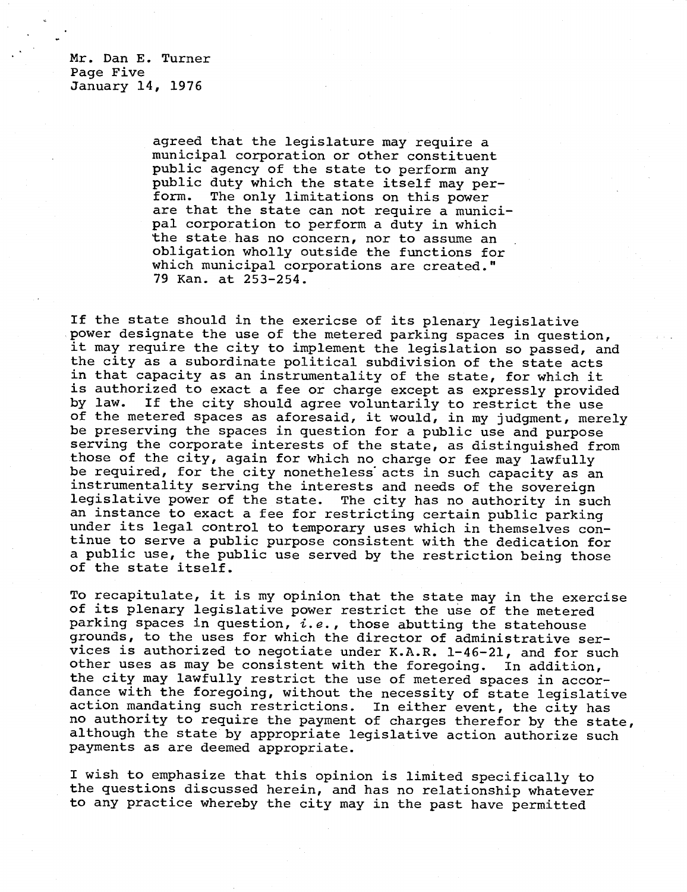agreed that the legislature may require a municipal corporation or other constituent public agency of the state to perform any public duty which the state itself may perform. The only limitations on this power are that the state can not require a municipal corporation to perform a duty in which the state has no concern, nor to assume an obligation wholly outside the functions for which municipal corporations are created." 79 Kan. at 253-254.

If the state should in the exericse of its plenary legislative power designate the use of the metered parking spaces in question, it may require the city to implement the legislation so passed, and the city as a subordinate political subdivision of the state acts in that capacity as an instrumentality of the state, for which it is authorized to exact a fee or charge except as expressly provided by law. If the city should agree voluntarily to restrict the use of the metered spaces as aforesaid, it would, in my judgment, merely be preserving the spaces in question for a public use and purpose serving the corporate interests of the state, as distinguished from those of the city, again for which no charge or fee may lawfully be required, for the city nonetheless acts in such capacity as an instrumentality serving the interests and needs of the sovereign legislative power of the state. The city has no authority in such an instance to exact a fee for restricting certain public parking under its legal control to temporary uses which in themselves continue to serve a public purpose consistent with the dedication for a public use, the public use served by the restriction being those of the state itself.

To recapitulate, it is my opinion that the state may in the exercise of its plenary legislative power restrict the use of the metered parking spaces in question, *i.e.*, those abutting the statehouse grounds, to the uses for which the director of administrative services is authorized to negotiate under K.A.R. 1-46-21, and for such other uses as may be consistent with the foregoing. In addition, the city may lawfully restrict the use of metered spaces in accordance with the foregoing, without the necessity of state legislative action mandating such restrictions. In either event, the city has no authority to require the payment of charges therefor by the state, although the state by appropriate legislative action authorize such payments as are deemed appropriate.

I wish to emphasize that this opinion is limited specifically to the questions discussed herein, and has no relationship whatever to any practice whereby the city may in the past have permitted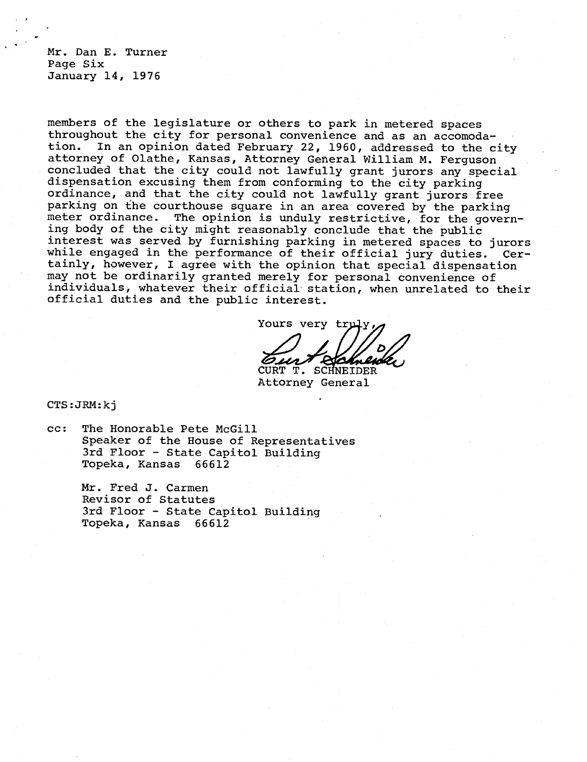Mr. Dan E. Turner
Page Six
January 14, 1976

members of the legislature or others to park in metered spaces throughout the city for personal convenience and as an accomodation. In an opinion dated February 22, 1960, addressed to the city attorney of Olathe, Kansas, Attorney General William M. Ferguson concluded that the city could not lawfully grant jurors any special dispensation excusing them from conforming to the city parking ordinance, and that the city could not lawfully grant jurors free parking on the courthouse square in an area covered by the parking meter ordinance. The opinion is unduly restrictive, for the governing body of the city might reasonably conclude that the public interest was served by furnishing parking in metered spaces to jurors while engaged in the performance of their official jury duties. Certainly, however, I agree with the opinion that special dispensation may not be ordinarily granted merely for personal convenience of individuals, whatever their official station, when unrelated to their official duties and the public interest.

Yours very truly,

CURT T. SCHNEIDER
Attorney General

CTS:JRM:kj

cc: The Honorable Pete McGill
Speaker of the House of Representatives
3rd Floor - State Capitol Building
Topeka, Kansas 66612

Mr. Fred J. Carmen
Revisor of Statutes
3rd Floor - State Capitol Building
Topeka, Kansas 66612